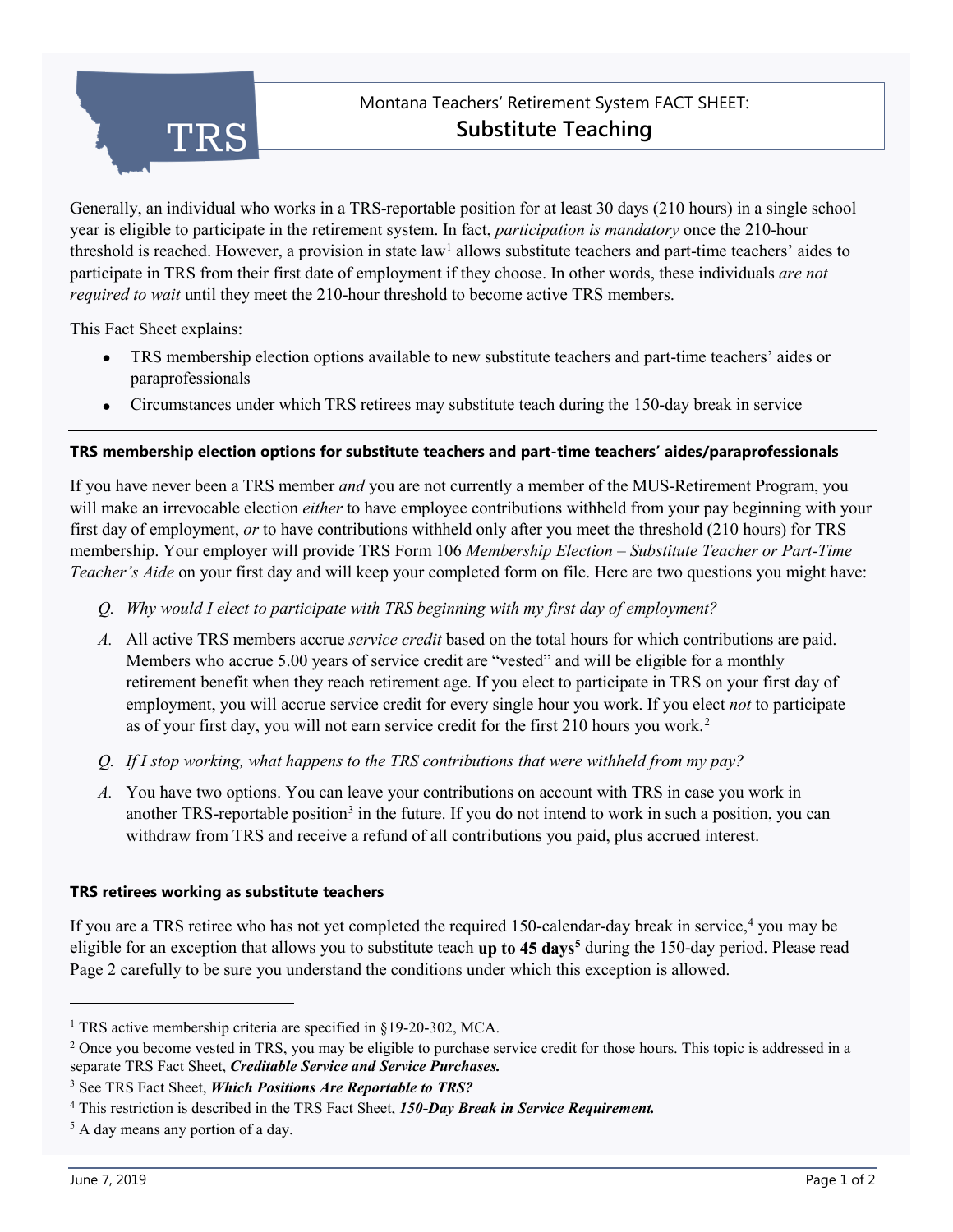# Montana Teachers' Retirement System FACT SHEET: Substitute Teaching

Generally, an individual who works in a TRS-reportable position for at least 30 days (210 hours) in a single school year is eligible to participate in the retirement system. In fact, *participation is mandatory* once the 210-hour threshold is reached. However, a provision in state law[1] allows substitute teachers and part-time teachers' aides to participate in TRS from their first date of employment if they choose. In other words, these individuals *are not required to wait* until they meet the 210-hour threshold to become active TRS members.

This Fact Sheet explains:

- TRS membership election options available to new substitute teachers and part-time teachers' aides or paraprofessionals
- Circumstances under which TRS retirees may substitute teach during the 150-day break in service

---

### TRS membership election options for substitute teachers and part-time teachers' aides/paraprofessionals

If you have never been a TRS member *and* you are not currently a member of the MUS-Retirement Program, you will make an irrevocable election *either* to have employee contributions withheld from your pay beginning with your first day of employment, *or* to have contributions withheld only after you meet the threshold (210 hours) for TRS membership. Your employer will provide TRS Form 106 *Membership Election – Substitute Teacher or Part-Time Teacher's Aide* on your first day and will keep your completed form on file. Here are two questions you might have:

*Q. Why would I elect to participate with TRS beginning with my first day of employment?*

*A.* All active TRS members accrue *service credit* based on the total hours for which contributions are paid. Members who accrue 5.00 years of service credit are "vested" and will be eligible for a monthly retirement benefit when they reach retirement age. If you elect to participate in TRS on your first day of employment, you will accrue service credit for every single hour you work. If you elect *not* to participate as of your first day, you will not earn service credit for the first 210 hours you work.[2]

*Q. If I stop working, what happens to the TRS contributions that were withheld from my pay?*

*A.* You have two options. You can leave your contributions on account with TRS in case you work in another TRS-reportable position[3] in the future. If you do not intend to work in such a position, you can withdraw from TRS and receive a refund of all contributions you paid, plus accrued interest.

---

### TRS retirees working as substitute teachers

If you are a TRS retiree who has not yet completed the required 150-calendar-day break in service,[4] you may be eligible for an exception that allows you to substitute teach **up to 45 days**[5] during the 150-day period. Please read Page 2 carefully to be sure you understand the conditions under which this exception is allowed.

---

[1] TRS active membership criteria are specified in §19-20-302, MCA.

[2] Once you become vested in TRS, you may be eligible to purchase service credit for those hours. This topic is addressed in a separate TRS Fact Sheet, ***Creditable Service and Service Purchases.***

[3] See TRS Fact Sheet, ***Which Positions Are Reportable to TRS?***

[4] This restriction is described in the TRS Fact Sheet, ***150-Day Break in Service Requirement.***

[5] A day means any portion of a day.

June 7, 2019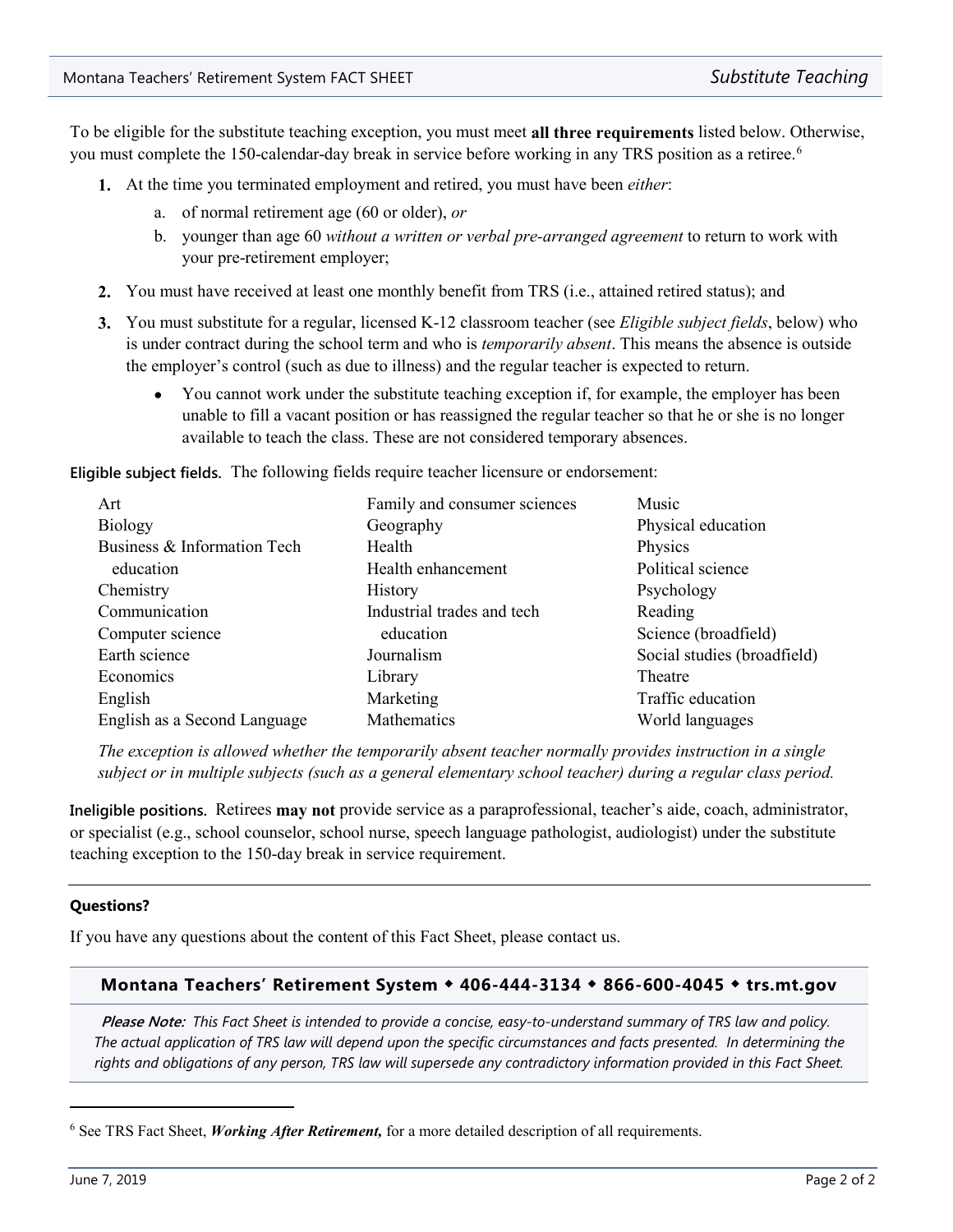To be eligible for the substitute teaching exception, you must meet **all three requirements** listed below. Otherwise, you must complete the 150-calendar-day break in service before working in any TRS position as a retiree.[6]

1. At the time you terminated employment and retired, you must have been *either*:
   a. of normal retirement age (60 or older), *or*
   b. younger than age 60 *without a written or verbal pre-arranged agreement* to return to work with your pre-retirement employer;
2. You must have received at least one monthly benefit from TRS (i.e., attained retired status); and
3. You must substitute for a regular, licensed K-12 classroom teacher (see *Eligible subject fields*, below) who is under contract during the school term and who is *temporarily absent*. This means the absence is outside the employer's control (such as due to illness) and the regular teacher is expected to return.
   - You cannot work under the substitute teaching exception if, for example, the employer has been unable to fill a vacant position or has reassigned the regular teacher so that he or she is no longer available to teach the class. These are not considered temporary absences.

**Eligible subject fields.** The following fields require teacher licensure or endorsement:

| | | |
|---|---|---|
| Art | Family and consumer sciences | Music |
| Biology | Geography | Physical education |
| Business & Information Tech education | Health | Physics |
| Chemistry | Health enhancement | Political science |
| Communication | History | Psychology |
| Computer science | Industrial trades and tech education | Reading |
| Earth science | Journalism | Science (broadfield) |
| Economics | Library | Social studies (broadfield) |
| English | Marketing | Theatre |
| English as a Second Language | Mathematics | Traffic education |
| | | World languages |

*The exception is allowed whether the temporarily absent teacher normally provides instruction in a single subject or in multiple subjects (such as a general elementary school teacher) during a regular class period.*

**Ineligible positions.** Retirees **may not** provide service as a paraprofessional, teacher's aide, coach, administrator, or specialist (e.g., school counselor, school nurse, speech language pathologist, audiologist) under the substitute teaching exception to the 150-day break in service requirement.

---

**Questions?**

If you have any questions about the content of this Fact Sheet, please contact us.

**Montana Teachers' Retirement System ◆ 406-444-3134 ◆ 866-600-4045 ◆ trs.mt.gov**

***Please Note:*** *This Fact Sheet is intended to provide a concise, easy-to-understand summary of TRS law and policy. The actual application of TRS law will depend upon the specific circumstances and facts presented. In determining the rights and obligations of any person, TRS law will supersede any contradictory information provided in this Fact Sheet.*

---

[6] See TRS Fact Sheet, ***Working After Retirement,*** for a more detailed description of all requirements.